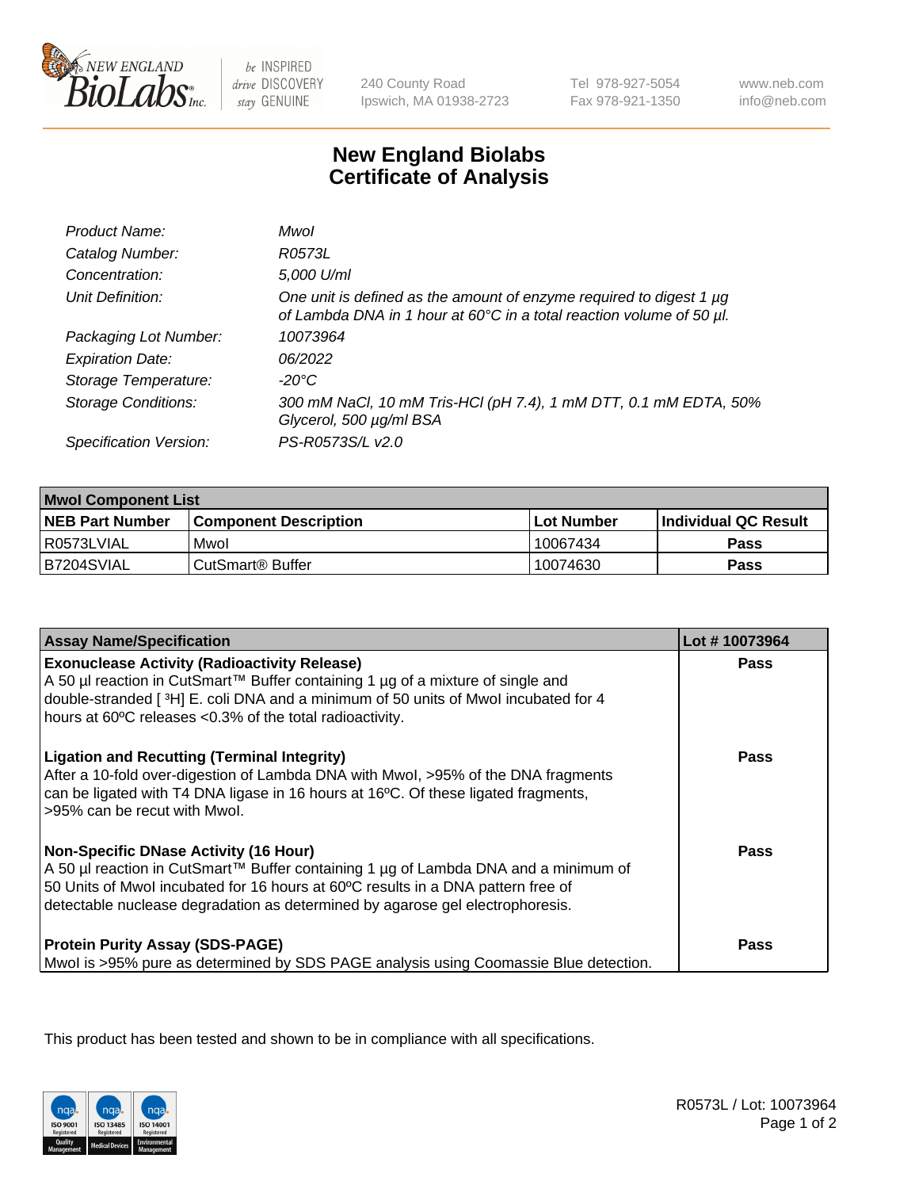# New England Biolabs Certificate of Analysis

| | |
|---|---|
| *Product Name:* | *MwoI* |
| *Catalog Number:* | *R0573L* |
| *Concentration:* | *5,000 U/ml* |
| *Unit Definition:* | *One unit is defined as the amount of enzyme required to digest 1 µg of Lambda DNA in 1 hour at 60°C in a total reaction volume of 50 µl.* |
| *Packaging Lot Number:* | *10073964* |
| *Expiration Date:* | *06/2022* |
| *Storage Temperature:* | *-20°C* |
| *Storage Conditions:* | *300 mM NaCl, 10 mM Tris-HCl (pH 7.4), 1 mM DTT, 0.1 mM EDTA, 50% Glycerol, 500 µg/ml BSA* |
| *Specification Version:* | *PS-R0573S/L v2.0* |

| **MwoI Component List** | | | |
|---|---|---|---|
| **NEB Part Number** | **Component Description** | **Lot Number** | **Individual QC Result** |
| R0573LVIAL | MwoI | 10067434 | **Pass** |
| B7204SVIAL | CutSmart® Buffer | 10074630 | **Pass** |

| **Assay Name/Specification** | **Lot # 10073964** |
|---|---|
| **Exonuclease Activity (Radioactivity Release)** A 50 µl reaction in CutSmart™ Buffer containing 1 µg of a mixture of single and double-stranded [ $^{3}$H] E. coli DNA and a minimum of 50 units of MwoI incubated for 4 hours at 60ºC releases <0.3% of the total radioactivity. | **Pass** |
| **Ligation and Recutting (Terminal Integrity)** After a 10-fold over-digestion of Lambda DNA with MwoI, >95% of the DNA fragments can be ligated with T4 DNA ligase in 16 hours at 16ºC. Of these ligated fragments, >95% can be recut with MwoI. | **Pass** |
| **Non-Specific DNase Activity (16 Hour)** A 50 µl reaction in CutSmart™ Buffer containing 1 µg of Lambda DNA and a minimum of 50 Units of MwoI incubated for 16 hours at 60ºC results in a DNA pattern free of detectable nuclease degradation as determined by agarose gel electrophoresis. | **Pass** |
| **Protein Purity Assay (SDS-PAGE)** MwoI is >95% pure as determined by SDS PAGE analysis using Coomassie Blue detection. | **Pass** |

This product has been tested and shown to be in compliance with all specifications.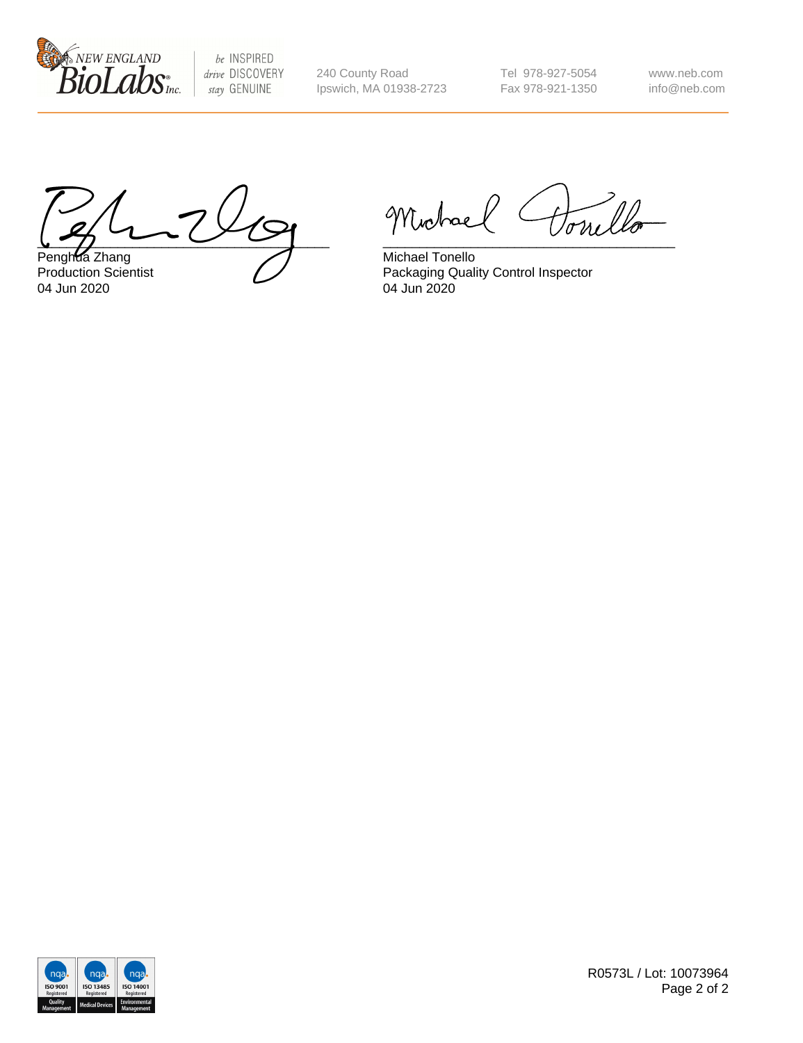NEW ENGLAND BioLabs Inc.

be INSPIRED drive DISCOVERY stay GENUINE

240 County Road
Ipswich, MA 01938-2723

Tel 978-927-5054
Fax 978-921-1350

www.neb.com
info@neb.com

Penghua Zhang
Production Scientist
04 Jun 2020

Michael Tonello
Packaging Quality Control Inspector
04 Jun 2020

R0573L / Lot: 10073964